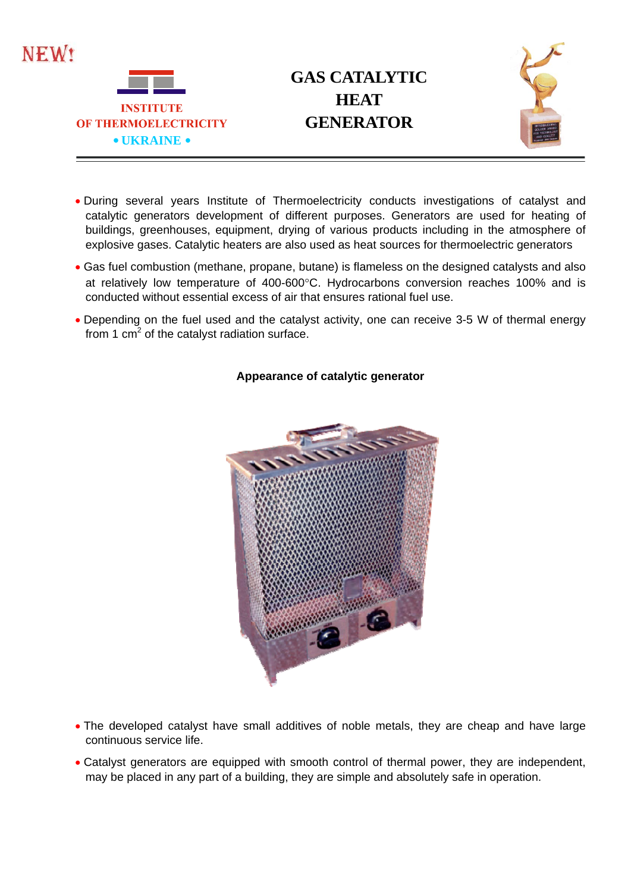NEW!

INSTITUTE
OF THERMOELECTRICITY
• UKRAINE •

# GAS CATALYTIC HEAT GENERATOR

- During several years Institute of Thermoelectricity conducts investigations of catalyst and catalytic generators development of different purposes. Generators are used for heating of buildings, greenhouses, equipment, drying of various products including in the atmosphere of explosive gases. Catalytic heaters are also used as heat sources for thermoelectric generators
- Gas fuel combustion (methane, propane, butane) is flameless on the designed catalysts and also at relatively low temperature of 400-600°C. Hydrocarbons conversion reaches 100% and is conducted without essential excess of air that ensures rational fuel use.
- Depending on the fuel used and the catalyst activity, one can receive 3-5 W of thermal energy from 1 $cm^2$ of the catalyst radiation surface.

**Appearance of catalytic generator**

- The developed catalyst have small additives of noble metals, they are cheap and have large continuous service life.
- Catalyst generators are equipped with smooth control of thermal power, they are independent, may be placed in any part of a building, they are simple and absolutely safe in operation.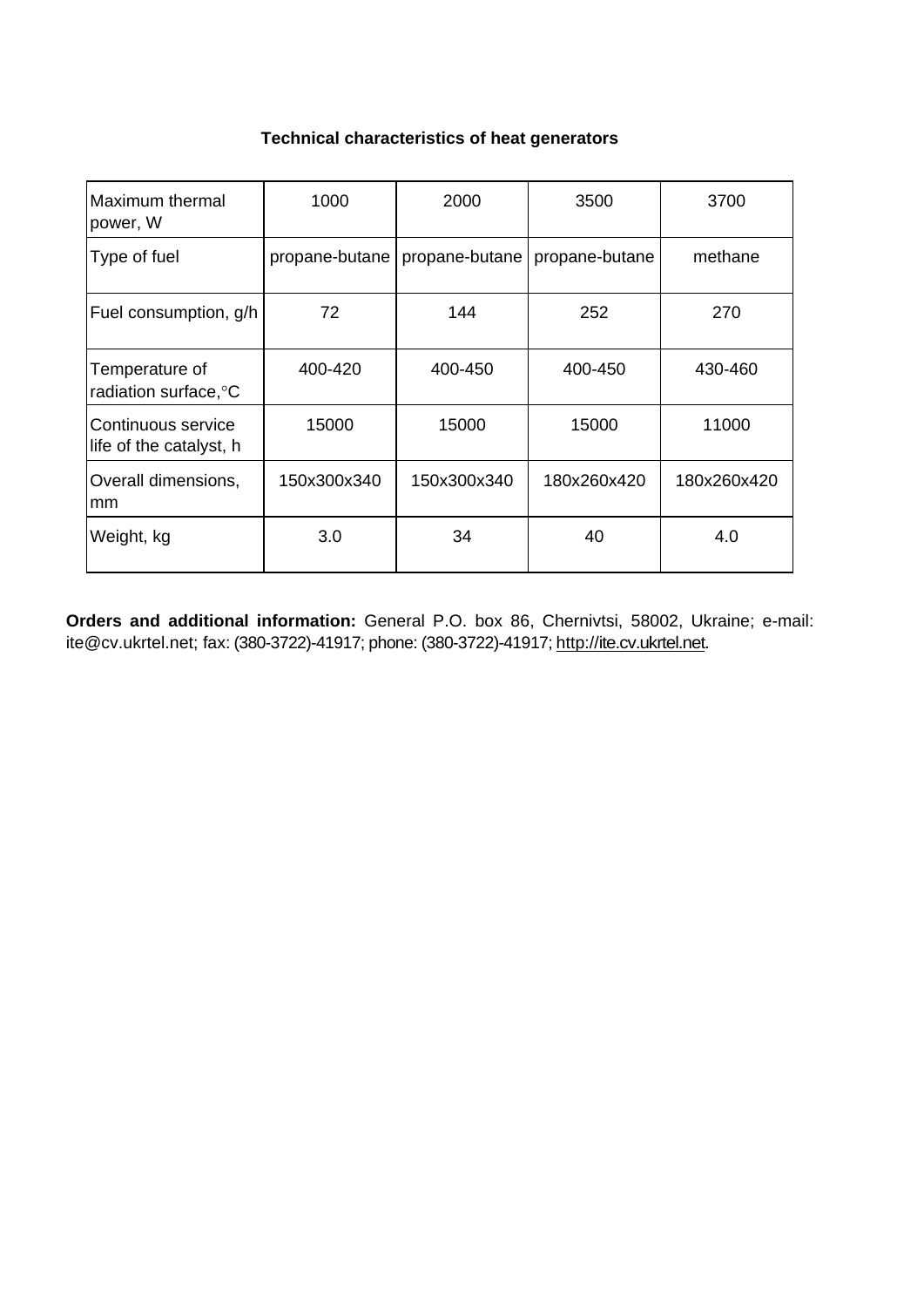**Technical characteristics of heat generators**

| | | | | |
|---|---|---|---|---|
| Maximum thermal power, W | 1000 | 2000 | 3500 | 3700 |
| Type of fuel | propane-butane | propane-butane | propane-butane | methane |
| Fuel consumption, g/h | 72 | 144 | 252 | 270 |
| Temperature of radiation surface,°C | 400-420 | 400-450 | 400-450 | 430-460 |
| Continuous service life of the catalyst, h | 15000 | 15000 | 15000 | 11000 |
| Overall dimensions, mm | 150x300x340 | 150x300x340 | 180x260x420 | 180x260x420 |
| Weight, kg | 3.0 | 34 | 40 | 4.0 |

**Orders and additional information:** General P.O. box 86, Chernivtsi, 58002, Ukraine; e-mail: ite@cv.ukrtel.net; fax: (380-3722)-41917; phone: (380-3722)-41917; http://ite.cv.ukrtel.net.